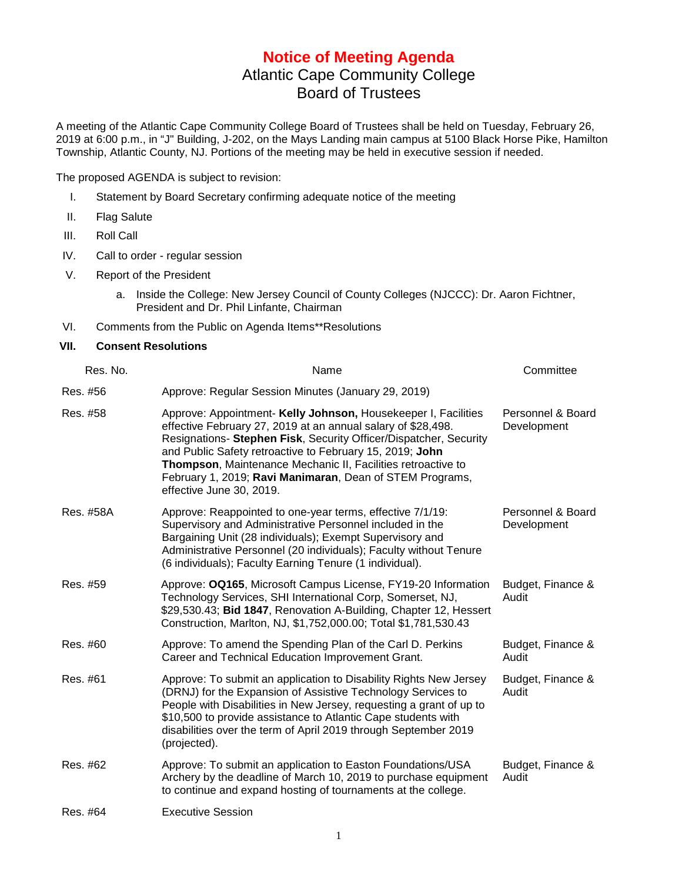# Notice of Meeting Agenda

## Atlantic Cape Community College
## Board of Trustees

A meeting of the Atlantic Cape Community College Board of Trustees shall be held on Tuesday, February 26, 2019 at 6:00 p.m., in "J" Building, J-202, on the Mays Landing main campus at 5100 Black Horse Pike, Hamilton Township, Atlantic County, NJ. Portions of the meeting may be held in executive session if needed.

The proposed AGENDA is subject to revision:

I. Statement by Board Secretary confirming adequate notice of the meeting

II. Flag Salute

III. Roll Call

IV. Call to order - regular session

V. Report of the President

   a. Inside the College: New Jersey Council of County Colleges (NJCCC): Dr. Aaron Fichtner, President and Dr. Phil Linfante, Chairman

VI. Comments from the Public on Agenda Items**Resolutions

**VII. Consent Resolutions**

| Res. No. | Name | Committee |
|---|---|---|
| Res. #56 | Approve: Regular Session Minutes (January 29, 2019) | |
| Res. #58 | Approve: Appointment- **Kelly Johnson,** Housekeeper I, Facilities effective February 27, 2019 at an annual salary of $28,498. Resignations- **Stephen Fisk**, Security Officer/Dispatcher, Security and Public Safety retroactive to February 15, 2019; **John Thompson**, Maintenance Mechanic II, Facilities retroactive to February 1, 2019; **Ravi Manimaran**, Dean of STEM Programs, effective June 30, 2019. | Personnel & Board Development |
| Res. #58A | Approve: Reappointed to one-year terms, effective 7/1/19: Supervisory and Administrative Personnel included in the Bargaining Unit (28 individuals); Exempt Supervisory and Administrative Personnel (20 individuals); Faculty without Tenure (6 individuals); Faculty Earning Tenure (1 individual). | Personnel & Board Development |
| Res. #59 | Approve: **OQ165**, Microsoft Campus License, FY19-20 Information Technology Services, SHI International Corp, Somerset, NJ, $29,530.43; **Bid 1847**, Renovation A-Building, Chapter 12, Hessert Construction, Marlton, NJ, $1,752,000.00; Total $1,781,530.43 | Budget, Finance & Audit |
| Res. #60 | Approve: To amend the Spending Plan of the Carl D. Perkins Career and Technical Education Improvement Grant. | Budget, Finance & Audit |
| Res. #61 | Approve: To submit an application to Disability Rights New Jersey (DRNJ) for the Expansion of Assistive Technology Services to People with Disabilities in New Jersey, requesting a grant of up to $10,500 to provide assistance to Atlantic Cape students with disabilities over the term of April 2019 through September 2019 (projected). | Budget, Finance & Audit |
| Res. #62 | Approve: To submit an application to Easton Foundations/USA Archery by the deadline of March 10, 2019 to purchase equipment to continue and expand hosting of tournaments at the college. | Budget, Finance & Audit |
| Res. #64 | Executive Session | |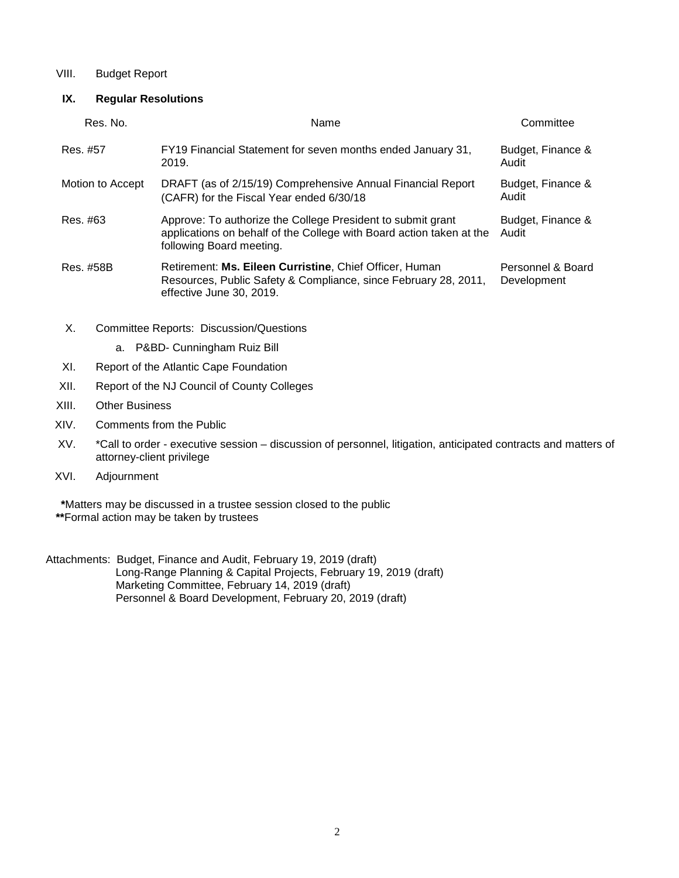VIII. Budget Report

**IX. Regular Resolutions**

| Res. No. | Name | Committee |
|---|---|---|
| Res. #57 | FY19 Financial Statement for seven months ended January 31, 2019. | Budget, Finance & Audit |
| Motion to Accept | DRAFT (as of 2/15/19) Comprehensive Annual Financial Report (CAFR) for the Fiscal Year ended 6/30/18 | Budget, Finance & Audit |
| Res. #63 | Approve: To authorize the College President to submit grant applications on behalf of the College with Board action taken at the following Board meeting. | Budget, Finance & Audit |
| Res. #58B | Retirement: **Ms. Eileen Curristine**, Chief Officer, Human Resources, Public Safety & Compliance, since February 28, 2011, effective June 30, 2019. | Personnel & Board Development |

X. Committee Reports: Discussion/Questions

a. P&BD- Cunningham Ruiz Bill

XI. Report of the Atlantic Cape Foundation

XII. Report of the NJ Council of County Colleges

XIII. Other Business

XIV. Comments from the Public

XV. *Call to order - executive session – discussion of personnel, litigation, anticipated contracts and matters of attorney-client privilege

XVI. Adjournment

**\***Matters may be discussed in a trustee session closed to the public
**\*\***Formal action may be taken by trustees

Attachments: Budget, Finance and Audit, February 19, 2019 (draft)
Long-Range Planning & Capital Projects, February 19, 2019 (draft)
Marketing Committee, February 14, 2019 (draft)
Personnel & Board Development, February 20, 2019 (draft)